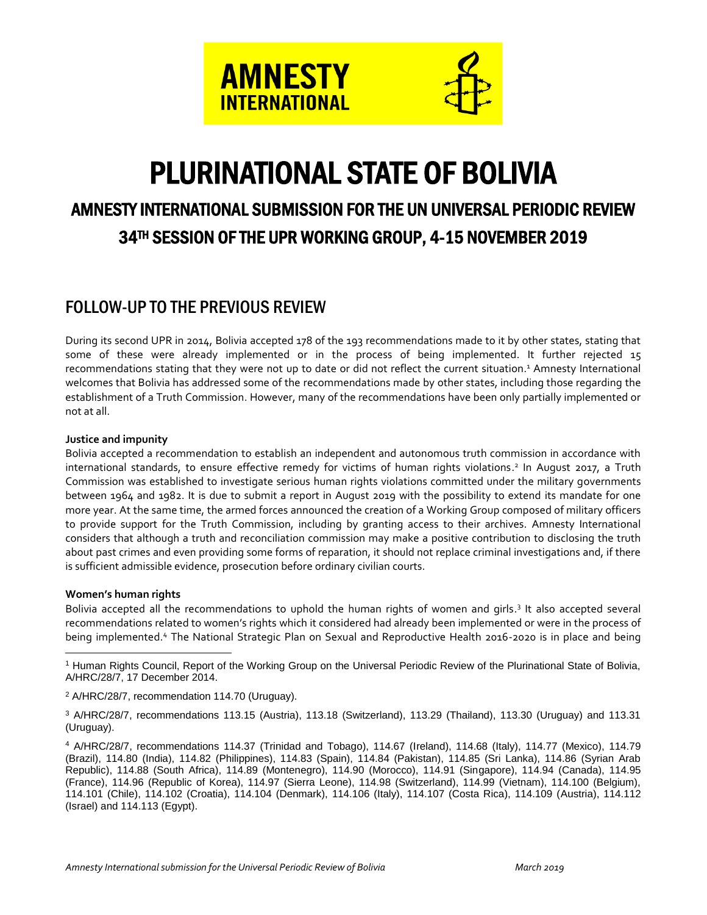# PLURINATIONAL STATE OF BOLIVIA

## AMNESTY INTERNATIONAL SUBMISSION FOR THE UN UNIVERSAL PERIODIC REVIEW 34TH SESSION OF THE UPR WORKING GROUP, 4-15 NOVEMBER 2019

## FOLLOW-UP TO THE PREVIOUS REVIEW

During its second UPR in 2014, Bolivia accepted 178 of the 193 recommendations made to it by other states, stating that some of these were already implemented or in the process of being implemented. It further rejected 15 recommendations stating that they were not up to date or did not reflect the current situation.[1] Amnesty International welcomes that Bolivia has addressed some of the recommendations made by other states, including those regarding the establishment of a Truth Commission. However, many of the recommendations have been only partially implemented or not at all.

**Justice and impunity**

Bolivia accepted a recommendation to establish an independent and autonomous truth commission in accordance with international standards, to ensure effective remedy for victims of human rights violations.[2] In August 2017, a Truth Commission was established to investigate serious human rights violations committed under the military governments between 1964 and 1982. It is due to submit a report in August 2019 with the possibility to extend its mandate for one more year. At the same time, the armed forces announced the creation of a Working Group composed of military officers to provide support for the Truth Commission, including by granting access to their archives. Amnesty International considers that although a truth and reconciliation commission may make a positive contribution to disclosing the truth about past crimes and even providing some forms of reparation, it should not replace criminal investigations and, if there is sufficient admissible evidence, prosecution before ordinary civilian courts.

**Women's human rights**

Bolivia accepted all the recommendations to uphold the human rights of women and girls.[3] It also accepted several recommendations related to women's rights which it considered had already been implemented or were in the process of being implemented.[4] The National Strategic Plan on Sexual and Reproductive Health 2016-2020 is in place and being

---

[1] Human Rights Council, Report of the Working Group on the Universal Periodic Review of the Plurinational State of Bolivia, A/HRC/28/7, 17 December 2014.

[2] A/HRC/28/7, recommendation 114.70 (Uruguay).

[3] A/HRC/28/7, recommendations 113.15 (Austria), 113.18 (Switzerland), 113.29 (Thailand), 113.30 (Uruguay) and 113.31 (Uruguay).

[4] A/HRC/28/7, recommendations 114.37 (Trinidad and Tobago), 114.67 (Ireland), 114.68 (Italy), 114.77 (Mexico), 114.79 (Brazil), 114.80 (India), 114.82 (Philippines), 114.83 (Spain), 114.84 (Pakistan), 114.85 (Sri Lanka), 114.86 (Syrian Arab Republic), 114.88 (South Africa), 114.89 (Montenegro), 114.90 (Morocco), 114.91 (Singapore), 114.94 (Canada), 114.95 (France), 114.96 (Republic of Korea), 114.97 (Sierra Leone), 114.98 (Switzerland), 114.99 (Vietnam), 114.100 (Belgium), 114.101 (Chile), 114.102 (Croatia), 114.104 (Denmark), 114.106 (Italy), 114.107 (Costa Rica), 114.109 (Austria), 114.112 (Israel) and 114.113 (Egypt).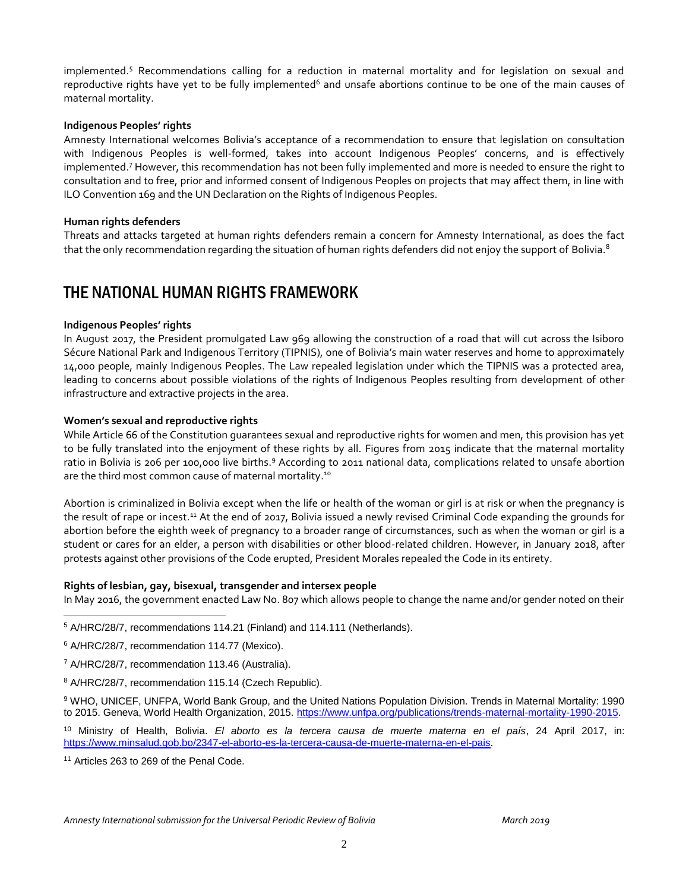implemented.[5] Recommendations calling for a reduction in maternal mortality and for legislation on sexual and reproductive rights have yet to be fully implemented[6] and unsafe abortions continue to be one of the main causes of maternal mortality.

**Indigenous Peoples' rights**

Amnesty International welcomes Bolivia's acceptance of a recommendation to ensure that legislation on consultation with Indigenous Peoples is well-formed, takes into account Indigenous Peoples' concerns, and is effectively implemented.[7] However, this recommendation has not been fully implemented and more is needed to ensure the right to consultation and to free, prior and informed consent of Indigenous Peoples on projects that may affect them, in line with ILO Convention 169 and the UN Declaration on the Rights of Indigenous Peoples.

**Human rights defenders**

Threats and attacks targeted at human rights defenders remain a concern for Amnesty International, as does the fact that the only recommendation regarding the situation of human rights defenders did not enjoy the support of Bolivia.[8]

## THE NATIONAL HUMAN RIGHTS FRAMEWORK

**Indigenous Peoples' rights**

In August 2017, the President promulgated Law 969 allowing the construction of a road that will cut across the Isiboro Sécure National Park and Indigenous Territory (TIPNIS), one of Bolivia's main water reserves and home to approximately 14,000 people, mainly Indigenous Peoples. The Law repealed legislation under which the TIPNIS was a protected area, leading to concerns about possible violations of the rights of Indigenous Peoples resulting from development of other infrastructure and extractive projects in the area.

**Women's sexual and reproductive rights**

While Article 66 of the Constitution guarantees sexual and reproductive rights for women and men, this provision has yet to be fully translated into the enjoyment of these rights by all. Figures from 2015 indicate that the maternal mortality ratio in Bolivia is 206 per 100,000 live births.[9] According to 2011 national data, complications related to unsafe abortion are the third most common cause of maternal mortality.[10]

Abortion is criminalized in Bolivia except when the life or health of the woman or girl is at risk or when the pregnancy is the result of rape or incest.[11] At the end of 2017, Bolivia issued a newly revised Criminal Code expanding the grounds for abortion before the eighth week of pregnancy to a broader range of circumstances, such as when the woman or girl is a student or cares for an elder, a person with disabilities or other blood-related children. However, in January 2018, after protests against other provisions of the Code erupted, President Morales repealed the Code in its entirety.

**Rights of lesbian, gay, bisexual, transgender and intersex people**

In May 2016, the government enacted Law No. 807 which allows people to change the name and/or gender noted on their

---

[5] A/HRC/28/7, recommendations 114.21 (Finland) and 114.111 (Netherlands).

[6] A/HRC/28/7, recommendation 114.77 (Mexico).

[7] A/HRC/28/7, recommendation 113.46 (Australia).

[8] A/HRC/28/7, recommendation 115.14 (Czech Republic).

[9] WHO, UNICEF, UNFPA, World Bank Group, and the United Nations Population Division. Trends in Maternal Mortality: 1990 to 2015. Geneva, World Health Organization, 2015. https://www.unfpa.org/publications/trends-maternal-mortality-1990-2015.

[10] Ministry of Health, Bolivia. *El aborto es la tercera causa de muerte materna en el país*, 24 April 2017, in: https://www.minsalud.gob.bo/2347-el-aborto-es-la-tercera-causa-de-muerte-materna-en-el-pais.

[11] Articles 263 to 269 of the Penal Code.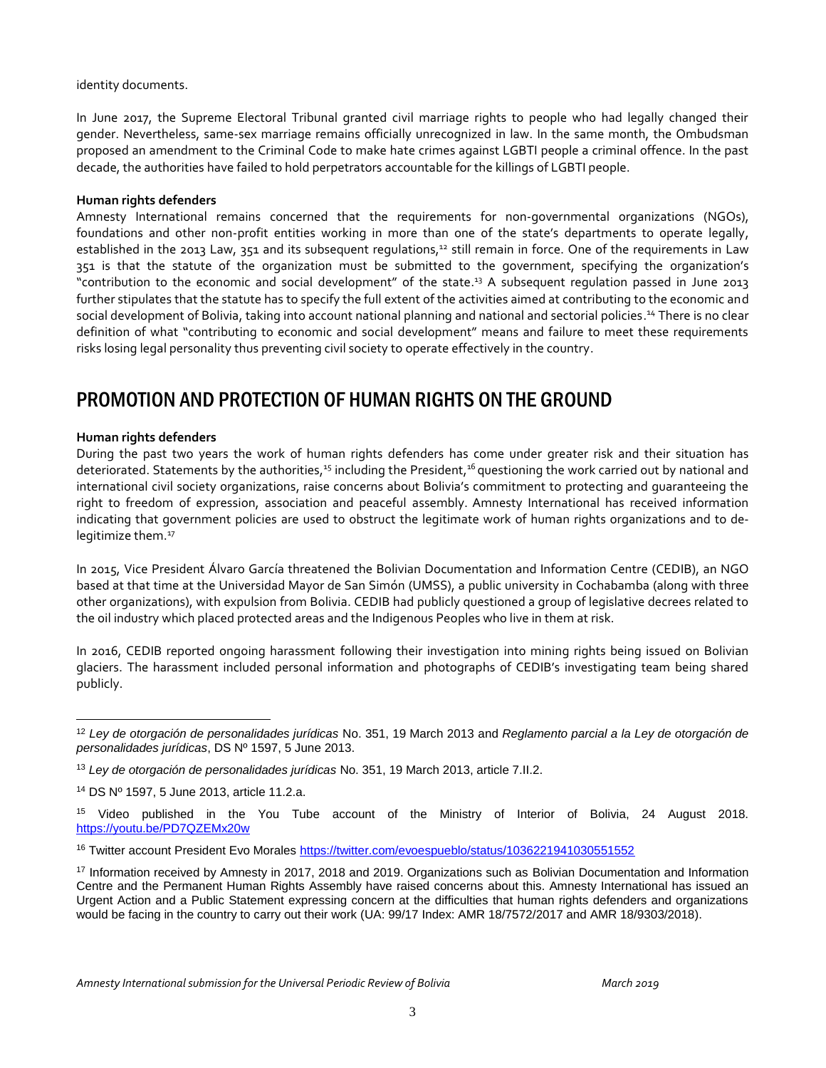identity documents.

In June 2017, the Supreme Electoral Tribunal granted civil marriage rights to people who had legally changed their gender. Nevertheless, same-sex marriage remains officially unrecognized in law. In the same month, the Ombudsman proposed an amendment to the Criminal Code to make hate crimes against LGBTI people a criminal offence. In the past decade, the authorities have failed to hold perpetrators accountable for the killings of LGBTI people.

**Human rights defenders**

Amnesty International remains concerned that the requirements for non-governmental organizations (NGOs), foundations and other non-profit entities working in more than one of the state's departments to operate legally, established in the 2013 Law, 351 and its subsequent regulations,[12] still remain in force. One of the requirements in Law 351 is that the statute of the organization must be submitted to the government, specifying the organization's "contribution to the economic and social development" of the state.[13] A subsequent regulation passed in June 2013 further stipulates that the statute has to specify the full extent of the activities aimed at contributing to the economic and social development of Bolivia, taking into account national planning and national and sectorial policies.[14] There is no clear definition of what "contributing to economic and social development" means and failure to meet these requirements risks losing legal personality thus preventing civil society to operate effectively in the country.

## PROMOTION AND PROTECTION OF HUMAN RIGHTS ON THE GROUND

**Human rights defenders**

During the past two years the work of human rights defenders has come under greater risk and their situation has deteriorated. Statements by the authorities,[15] including the President,[16] questioning the work carried out by national and international civil society organizations, raise concerns about Bolivia's commitment to protecting and guaranteeing the right to freedom of expression, association and peaceful assembly. Amnesty International has received information indicating that government policies are used to obstruct the legitimate work of human rights organizations and to de-legitimize them.[17]

In 2015, Vice President Álvaro García threatened the Bolivian Documentation and Information Centre (CEDIB), an NGO based at that time at the Universidad Mayor de San Simón (UMSS), a public university in Cochabamba (along with three other organizations), with expulsion from Bolivia. CEDIB had publicly questioned a group of legislative decrees related to the oil industry which placed protected areas and the Indigenous Peoples who live in them at risk.

In 2016, CEDIB reported ongoing harassment following their investigation into mining rights being issued on Bolivian glaciers. The harassment included personal information and photographs of CEDIB's investigating team being shared publicly.

---

[12] *Ley de otorgación de personalidades jurídicas* No. 351, 19 March 2013 and *Reglamento parcial a la Ley de otorgación de personalidades jurídicas*, DS Nº 1597, 5 June 2013.

[13] *Ley de otorgación de personalidades jurídicas* No. 351, 19 March 2013, article 7.II.2.

[14] DS Nº 1597, 5 June 2013, article 11.2.a.

[15] Video published in the You Tube account of the Ministry of Interior of Bolivia, 24 August 2018. https://youtu.be/PD7QZEMx20w

[16] Twitter account President Evo Morales https://twitter.com/evoespueblo/status/1036221941030551552

[17] Information received by Amnesty in 2017, 2018 and 2019. Organizations such as Bolivian Documentation and Information Centre and the Permanent Human Rights Assembly have raised concerns about this. Amnesty International has issued an Urgent Action and a Public Statement expressing concern at the difficulties that human rights defenders and organizations would be facing in the country to carry out their work (UA: 99/17 Index: AMR 18/7572/2017 and AMR 18/9303/2018).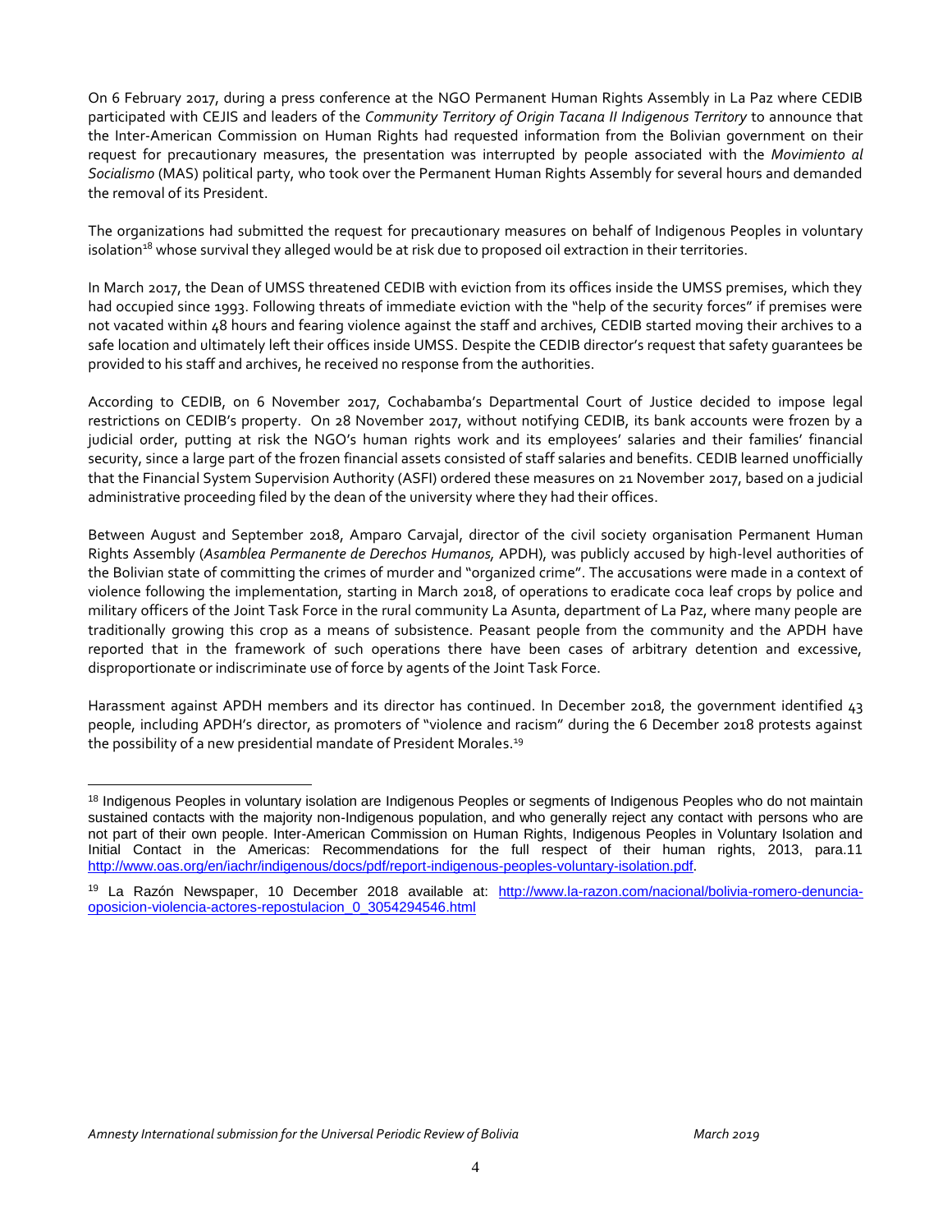On 6 February 2017, during a press conference at the NGO Permanent Human Rights Assembly in La Paz where CEDIB participated with CEJIS and leaders of the *Community Territory of Origin Tacana II Indigenous Territory* to announce that the Inter-American Commission on Human Rights had requested information from the Bolivian government on their request for precautionary measures, the presentation was interrupted by people associated with the *Movimiento al Socialismo* (MAS) political party, who took over the Permanent Human Rights Assembly for several hours and demanded the removal of its President.

The organizations had submitted the request for precautionary measures on behalf of Indigenous Peoples in voluntary isolation[18] whose survival they alleged would be at risk due to proposed oil extraction in their territories.

In March 2017, the Dean of UMSS threatened CEDIB with eviction from its offices inside the UMSS premises, which they had occupied since 1993. Following threats of immediate eviction with the "help of the security forces" if premises were not vacated within 48 hours and fearing violence against the staff and archives, CEDIB started moving their archives to a safe location and ultimately left their offices inside UMSS. Despite the CEDIB director's request that safety guarantees be provided to his staff and archives, he received no response from the authorities.

According to CEDIB, on 6 November 2017, Cochabamba's Departmental Court of Justice decided to impose legal restrictions on CEDIB's property. On 28 November 2017, without notifying CEDIB, its bank accounts were frozen by a judicial order, putting at risk the NGO's human rights work and its employees' salaries and their families' financial security, since a large part of the frozen financial assets consisted of staff salaries and benefits. CEDIB learned unofficially that the Financial System Supervision Authority (ASFI) ordered these measures on 21 November 2017, based on a judicial administrative proceeding filed by the dean of the university where they had their offices.

Between August and September 2018, Amparo Carvajal, director of the civil society organisation Permanent Human Rights Assembly (*Asamblea Permanente de Derechos Humanos,* APDH), was publicly accused by high-level authorities of the Bolivian state of committing the crimes of murder and "organized crime". The accusations were made in a context of violence following the implementation, starting in March 2018, of operations to eradicate coca leaf crops by police and military officers of the Joint Task Force in the rural community La Asunta, department of La Paz, where many people are traditionally growing this crop as a means of subsistence. Peasant people from the community and the APDH have reported that in the framework of such operations there have been cases of arbitrary detention and excessive, disproportionate or indiscriminate use of force by agents of the Joint Task Force.

Harassment against APDH members and its director has continued. In December 2018, the government identified 43 people, including APDH's director, as promoters of "violence and racism" during the 6 December 2018 protests against the possibility of a new presidential mandate of President Morales.[19]

---

[18] Indigenous Peoples in voluntary isolation are Indigenous Peoples or segments of Indigenous Peoples who do not maintain sustained contacts with the majority non-Indigenous population, and who generally reject any contact with persons who are not part of their own people. Inter-American Commission on Human Rights, Indigenous Peoples in Voluntary Isolation and Initial Contact in the Americas: Recommendations for the full respect of their human rights, 2013, para.11 http://www.oas.org/en/iachr/indigenous/docs/pdf/report-indigenous-peoples-voluntary-isolation.pdf.

[19] La Razón Newspaper, 10 December 2018 available at: http://www.la-razon.com/nacional/bolivia-romero-denuncia-oposicion-violencia-actores-repostulacion_0_3054294546.html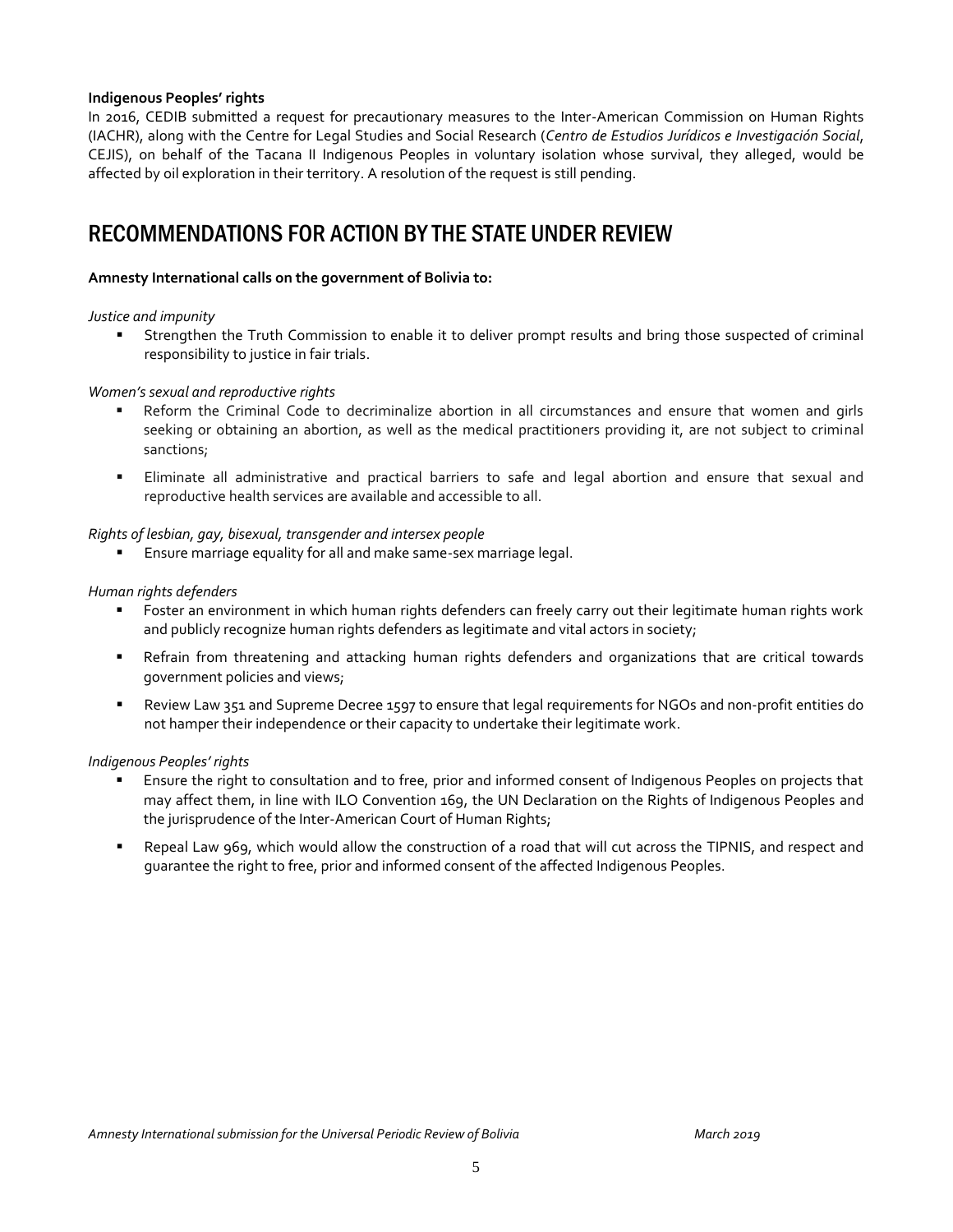**Indigenous Peoples' rights**

In 2016, CEDIB submitted a request for precautionary measures to the Inter-American Commission on Human Rights (IACHR), along with the Centre for Legal Studies and Social Research (*Centro de Estudios Jurídicos e Investigación Social*, CEJIS), on behalf of the Tacana II Indigenous Peoples in voluntary isolation whose survival, they alleged, would be affected by oil exploration in their territory. A resolution of the request is still pending.

# RECOMMENDATIONS FOR ACTION BY THE STATE UNDER REVIEW

**Amnesty International calls on the government of Bolivia to:**

*Justice and impunity*

- Strengthen the Truth Commission to enable it to deliver prompt results and bring those suspected of criminal responsibility to justice in fair trials.

*Women's sexual and reproductive rights*

- Reform the Criminal Code to decriminalize abortion in all circumstances and ensure that women and girls seeking or obtaining an abortion, as well as the medical practitioners providing it, are not subject to criminal sanctions;
- Eliminate all administrative and practical barriers to safe and legal abortion and ensure that sexual and reproductive health services are available and accessible to all.

*Rights of lesbian, gay, bisexual, transgender and intersex people*

- Ensure marriage equality for all and make same-sex marriage legal.

*Human rights defenders*

- Foster an environment in which human rights defenders can freely carry out their legitimate human rights work and publicly recognize human rights defenders as legitimate and vital actors in society;
- Refrain from threatening and attacking human rights defenders and organizations that are critical towards government policies and views;
- Review Law 351 and Supreme Decree 1597 to ensure that legal requirements for NGOs and non-profit entities do not hamper their independence or their capacity to undertake their legitimate work.

*Indigenous Peoples' rights*

- Ensure the right to consultation and to free, prior and informed consent of Indigenous Peoples on projects that may affect them, in line with ILO Convention 169, the UN Declaration on the Rights of Indigenous Peoples and the jurisprudence of the Inter-American Court of Human Rights;
- Repeal Law 969, which would allow the construction of a road that will cut across the TIPNIS, and respect and guarantee the right to free, prior and informed consent of the affected Indigenous Peoples.